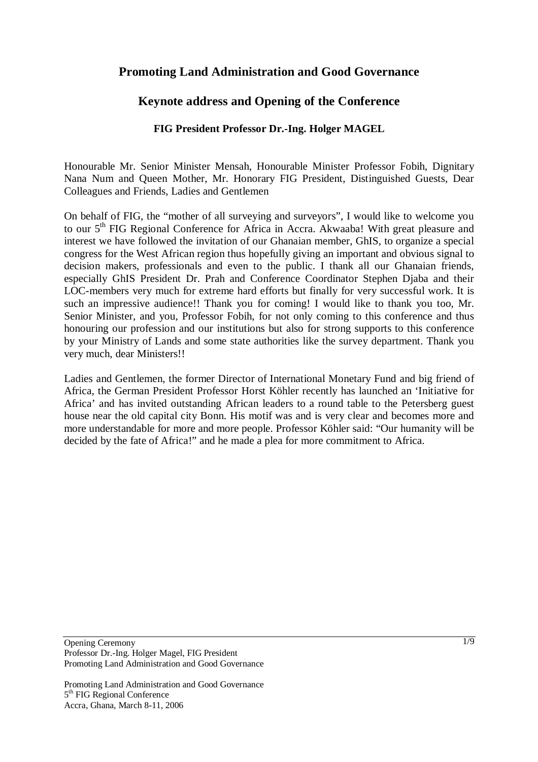# Promoting Land Administration and Good Governance

## Keynote address and Opening of the Conference

### FIG President Professor Dr.-Ing. Holger MAGEL

Honourable Mr. Senior Minister Mensah, Honourable Minister Professor Fobih, Dignitary Nana Num and Queen Mother, Mr. Honorary FIG President, Distinguished Guests, Dear Colleagues and Friends, Ladies and Gentlemen

On behalf of FIG, the "mother of all surveying and surveyors", I would like to welcome you to our 5th FIG Regional Conference for Africa in Accra. Akwaaba! With great pleasure and interest we have followed the invitation of our Ghanaian member, GhIS, to organize a special congress for the West African region thus hopefully giving an important and obvious signal to decision makers, professionals and even to the public. I thank all our Ghanaian friends, especially GhIS President Dr. Prah and Conference Coordinator Stephen Djaba and their LOC-members very much for extreme hard efforts but finally for very successful work. It is such an impressive audience!! Thank you for coming! I would like to thank you too, Mr. Senior Minister, and you, Professor Fobih, for not only coming to this conference and thus honouring our profession and our institutions but also for strong supports to this conference by your Ministry of Lands and some state authorities like the survey department. Thank you very much, dear Ministers!!

Ladies and Gentlemen, the former Director of International Monetary Fund and big friend of Africa, the German President Professor Horst Köhler recently has launched an 'Initiative for Africa' and has invited outstanding African leaders to a round table to the Petersberg guest house near the old capital city Bonn. His motif was and is very clear and becomes more and more understandable for more and more people. Professor Köhler said: "Our humanity will be decided by the fate of Africa!" and he made a plea for more commitment to Africa.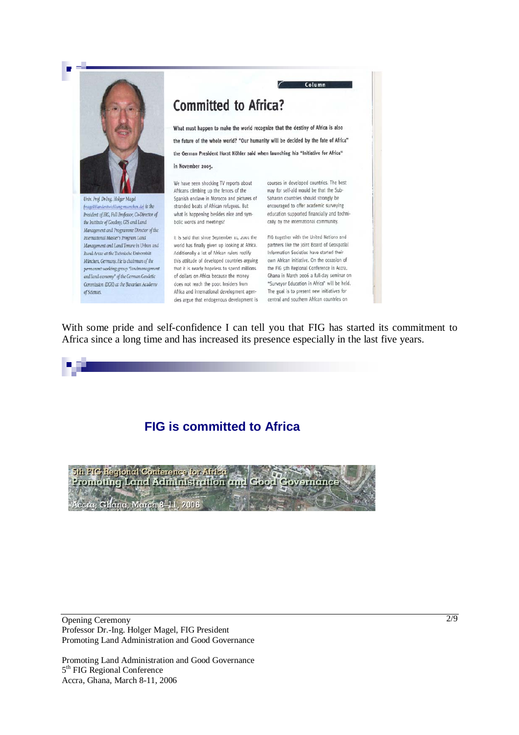Column

# Committed to Africa?

**What must happen to make the world recognize that the destiny of Africa is also the future of the whole world? "Our humanity will be decided by the fate of Africa" the German President Horst Köhler said when launching his "Initiative for Africa" in November 2005.**

*Univ. Prof. Dr.Ing. Holger Magel (magel@landentwicklung-muenchen.de) is the President of FIG, Full Professor, Co-Director of the Institute of Geodesy, GIS and Land Management and Programme Director of the International Master's Program Land Management and Land Tenure in Urban and Rural Areas at the Technische Universität München, Germany. He is chairman of the permanent working group "landmanagement and land economy" of the German Geodetic Commission (DGK) at the Bavarian Academy of Sciences.*

We have seen shocking TV reports about Africans climbing up the fences of the Spanish enclave in Morocco and pictures of stranded boats of African refugees. But what is happening besides nice and symbolic words and meetings?

It is said that since September 11, 2001 the world has finally given up looking at Africa. Additionally a lot of African rulers rectify this attitude of developed countries arguing that it is nearly hopeless to spend millions of dollars on Africa because the money does not reach the poor. Insiders from Africa and international development agencies argue that endogenous development is

courses in developed countries. The best way for self-aid would be that the Sub-Saharan countries should strongly be encouraged to offer academic surveying education supported financially and technically by the international community.

FIG together with the United Nations and partners like the Joint Board of Geospatial Information Societies have started their own African initiative. On the occasion of the FIG 5th Regional Conference in Accra, Ghana in March 2006 a full-day seminar on "Surveyor Education in Africa" will be held. The goal is to present new initiatives for central and southern African countries on

With some pride and self-confidence I can tell you that FIG has started its commitment to Africa since a long time and has increased its presence especially in the last five years.

## FIG is committed to Africa

5th FIG Regional Conference for Africa
Promoting Land Administration and Good Governance
Accra, Ghana, March 8–11, 2006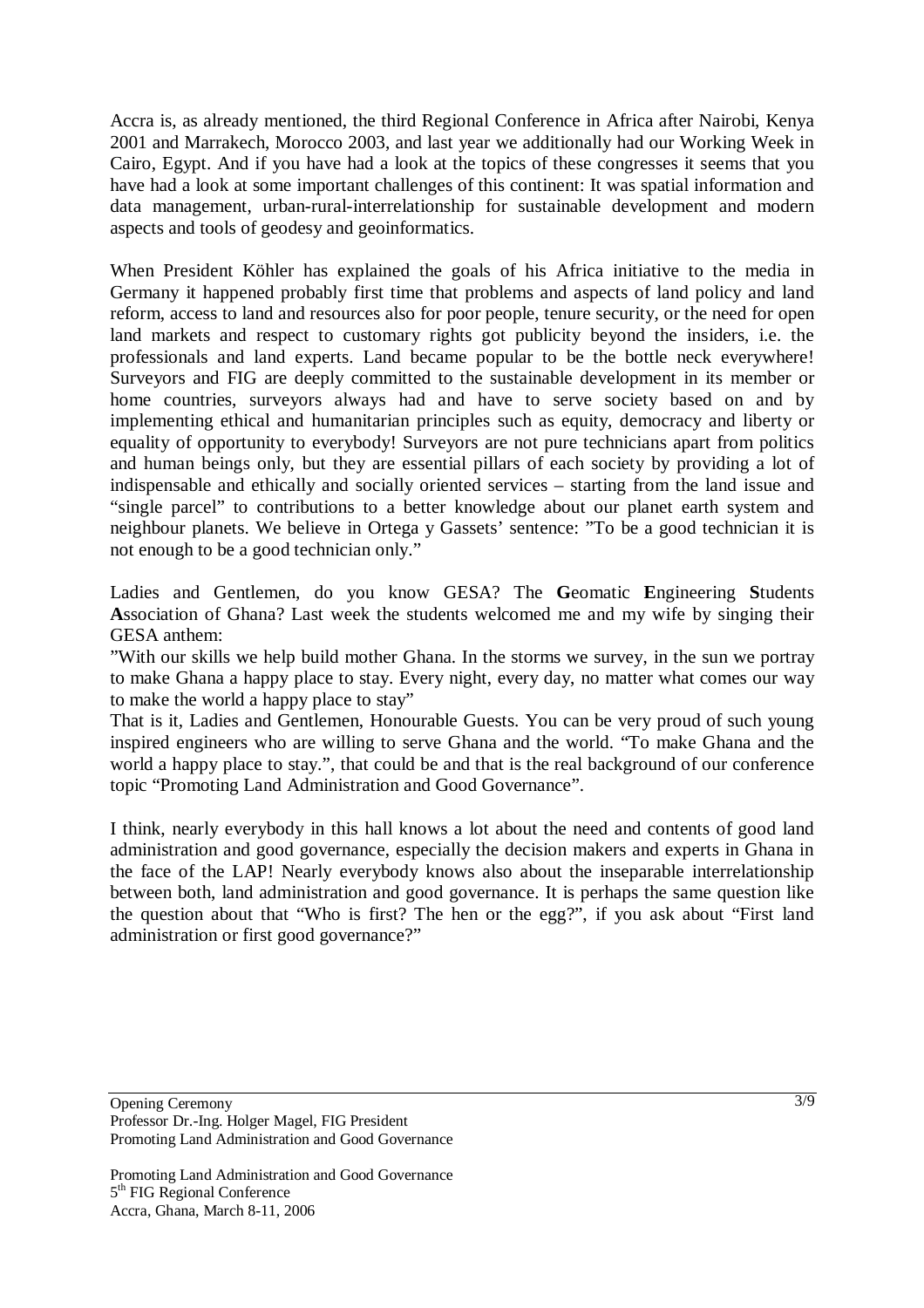Accra is, as already mentioned, the third Regional Conference in Africa after Nairobi, Kenya 2001 and Marrakech, Morocco 2003, and last year we additionally had our Working Week in Cairo, Egypt. And if you have had a look at the topics of these congresses it seems that you have had a look at some important challenges of this continent: It was spatial information and data management, urban-rural-interrelationship for sustainable development and modern aspects and tools of geodesy and geoinformatics.

When President Köhler has explained the goals of his Africa initiative to the media in Germany it happened probably first time that problems and aspects of land policy and land reform, access to land and resources also for poor people, tenure security, or the need for open land markets and respect to customary rights got publicity beyond the insiders, i.e. the professionals and land experts. Land became popular to be the bottle neck everywhere! Surveyors and FIG are deeply committed to the sustainable development in its member or home countries, surveyors always had and have to serve society based on and by implementing ethical and humanitarian principles such as equity, democracy and liberty or equality of opportunity to everybody! Surveyors are not pure technicians apart from politics and human beings only, but they are essential pillars of each society by providing a lot of indispensable and ethically and socially oriented services – starting from the land issue and "single parcel" to contributions to a better knowledge about our planet earth system and neighbour planets. We believe in Ortega y Gassets' sentence: "To be a good technician it is not enough to be a good technician only."

Ladies and Gentlemen, do you know GESA? The **G**eomatic **E**ngineering **S**tudents **A**ssociation of Ghana? Last week the students welcomed me and my wife by singing their GESA anthem:

"With our skills we help build mother Ghana. In the storms we survey, in the sun we portray to make Ghana a happy place to stay. Every night, every day, no matter what comes our way to make the world a happy place to stay"

That is it, Ladies and Gentlemen, Honourable Guests. You can be very proud of such young inspired engineers who are willing to serve Ghana and the world. "To make Ghana and the world a happy place to stay.", that could be and that is the real background of our conference topic "Promoting Land Administration and Good Governance".

I think, nearly everybody in this hall knows a lot about the need and contents of good land administration and good governance, especially the decision makers and experts in Ghana in the face of the LAP! Nearly everybody knows also about the inseparable interrelationship between both, land administration and good governance. It is perhaps the same question like the question about that "Who is first? The hen or the egg?", if you ask about "First land administration or first good governance?"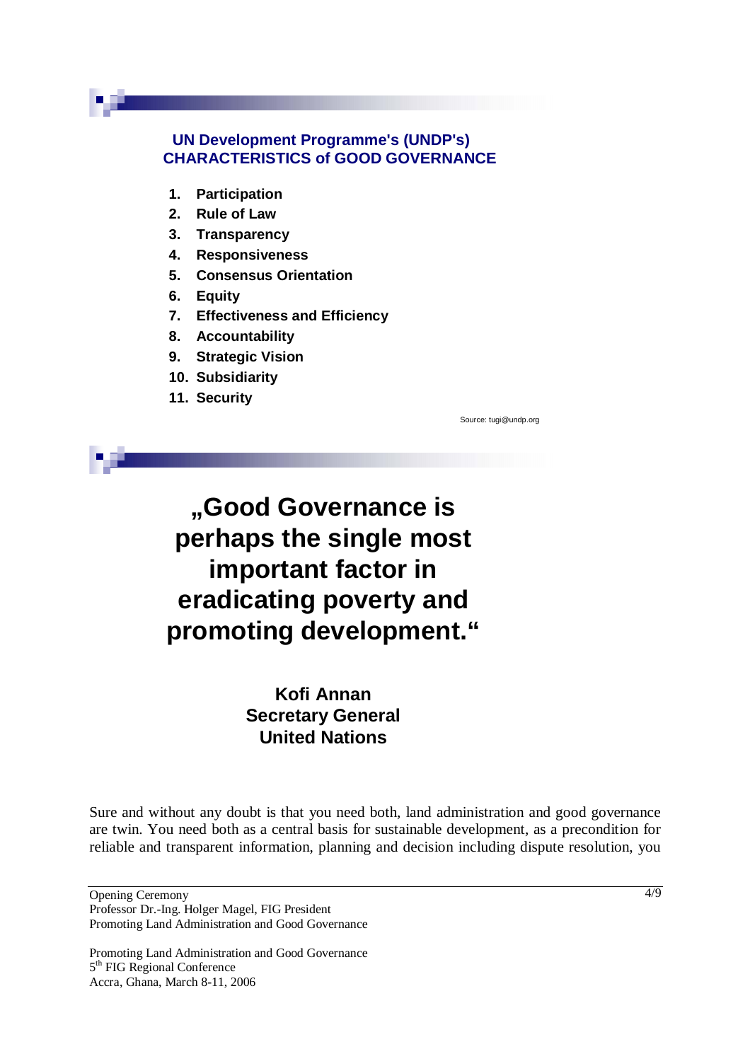**UN Development Programme's (UNDP's) CHARACTERISTICS of GOOD GOVERNANCE**

1. **Participation**
2. **Rule of Law**
3. **Transparency**
4. **Responsiveness**
5. **Consensus Orientation**
6. **Equity**
7. **Effectiveness and Efficiency**
8. **Accountability**
9. **Strategic Vision**
10. **Subsidiarity**
11. **Security**

Source: tugi@undp.org

**„Good Governance is perhaps the single most important factor in eradicating poverty and promoting development.“**

**Kofi Annan**
**Secretary General**
**United Nations**

Sure and without any doubt is that you need both, land administration and good governance are twin. You need both as a central basis for sustainable development, as a precondition for reliable and transparent information, planning and decision including dispute resolution, you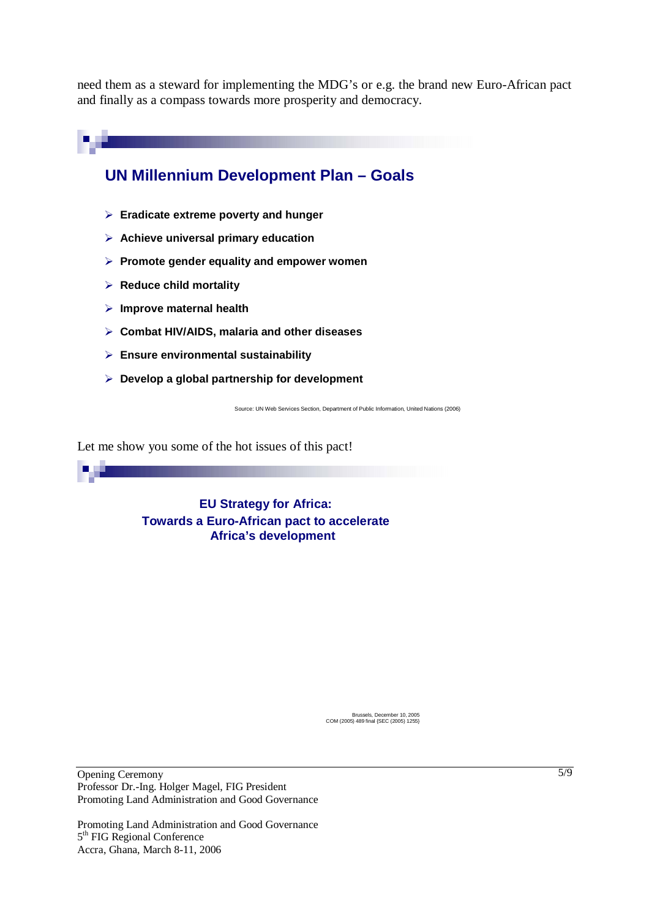need them as a steward for implementing the MDG's or e.g. the brand new Euro-African pact and finally as a compasss towards more prosperity and democracy.

## UN Millennium Development Plan – Goals

- **Eradicate extreme poverty and hunger**
- **Achieve universal primary education**
- **Promote gender equality and empower women**
- **Reduce child mortality**
- **Improve maternal health**
- **Combat HIV/AIDS, malaria and other diseases**
- **Ensure environmental sustainability**
- **Develop a global partnership for development**

Source: UN Web Services Section, Department of Public Information, United Nations (2006)

Let me show you some of the hot issues of this pact!

## EU Strategy for Africa: Towards a Euro-African pact to accelerate Africa's development

Brussels, December 10, 2005
COM (2005) 489 final {SEC (2005) 1255}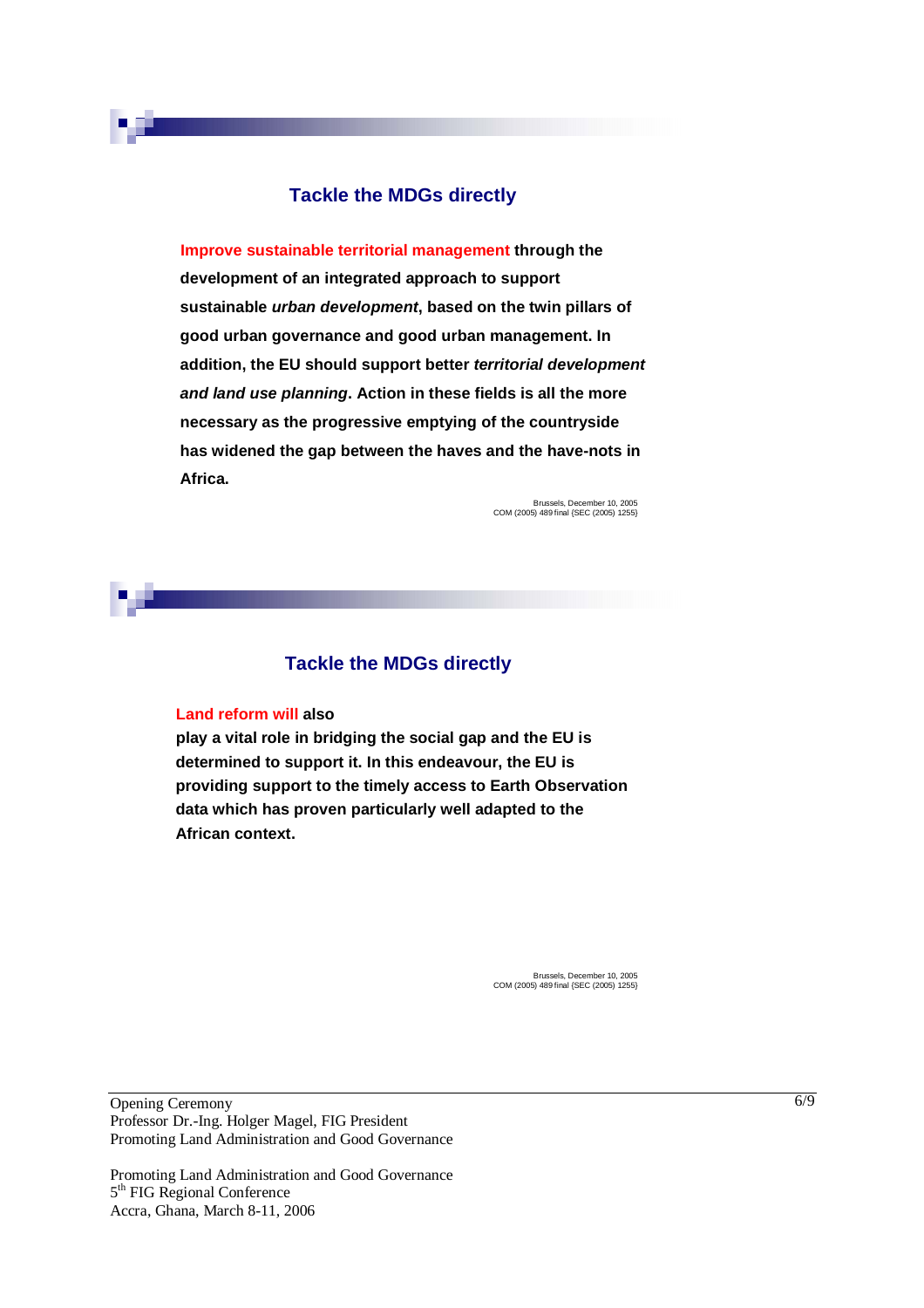## Tackle the MDGs directly

**Improve sustainable territorial management through the development of an integrated approach to support sustainable *urban development*, based on the twin pillars of good urban governance and good urban management. In addition, the EU should support better *territorial development and land use planning*. Action in these fields is all the more necessary as the progressive emptying of the countryside has widened the gap between the haves and the have-nots in Africa.**

Brussels, December 10, 2005
COM (2005) 489 final {SEC (2005) 1255}

## Tackle the MDGs directly

**Land reform will also play a vital role in bridging the social gap and the EU is determined to support it. In this endeavour, the EU is providing support to the timely access to Earth Observation data which has proven particularly well adapted to the African context.**

Brussels, December 10, 2005
COM (2005) 489 final {SEC (2005) 1255}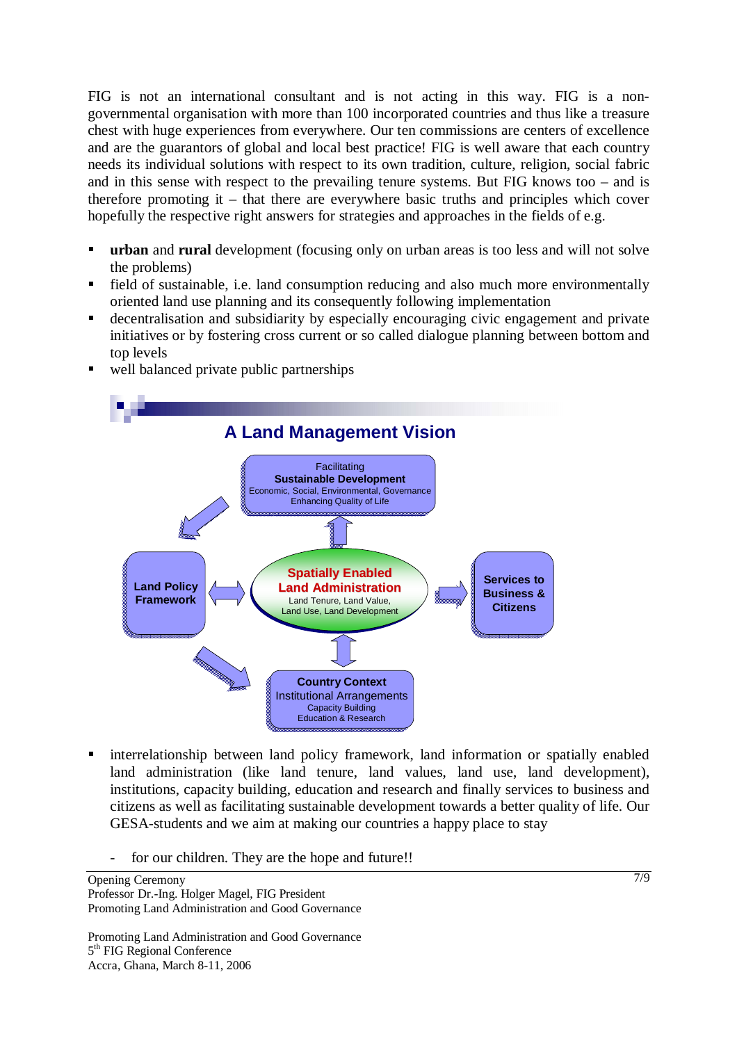FIG is not an international consultant and is not acting in this way. FIG is a non-governmental organisation with more than 100 incorporated countries and thus like a treasure chest with huge experiences from everywhere. Our ten commissions are centers of excellence and are the guarantors of global and local best practice! FIG is well aware that each country needs its individual solutions with respect to its own tradition, culture, religion, social fabric and in this sense with respect to the prevailing tenure systems. But FIG knows too – and is therefore promoting it – that there are everywhere basic truths and principles which cover hopefully the respective right answers for strategies and approaches in the fields of e.g.

- **urban** and **rural** development (focusing only on urban areas is too less and will not solve the problems)
- field of sustainable, i.e. land consumption reducing and also much more environmentally oriented land use planning and its consequently following implementation
- decentralisation and subsidiarity by especially encouraging civic engagement and private initiatives or by fostering cross current or so called dialogue planning between bottom and top levels
- well balanced private public partnerships

**A Land Management Vision**

Facilitating **Sustainable Development** Economic, Social, Environmental, Governance Enhancing Quality of Life

**Land Policy Framework**

**Spatially Enabled Land Administration** Land Tenure, Land Value, Land Use, Land Development

**Services to Business & Citizens**

**Country Context** Institutional Arrangements Capacity Building Education & Research

- interrelationship between land policy framework, land information or spatially enabled land administration (like land tenure, land values, land use, land development), institutions, capacity building, education and research and finally services to business and citizens as well as facilitating sustainable development towards a better quality of life. Our GESA-students and we aim at making our countries a happy place to stay

  - for our children. They are the hope and future!!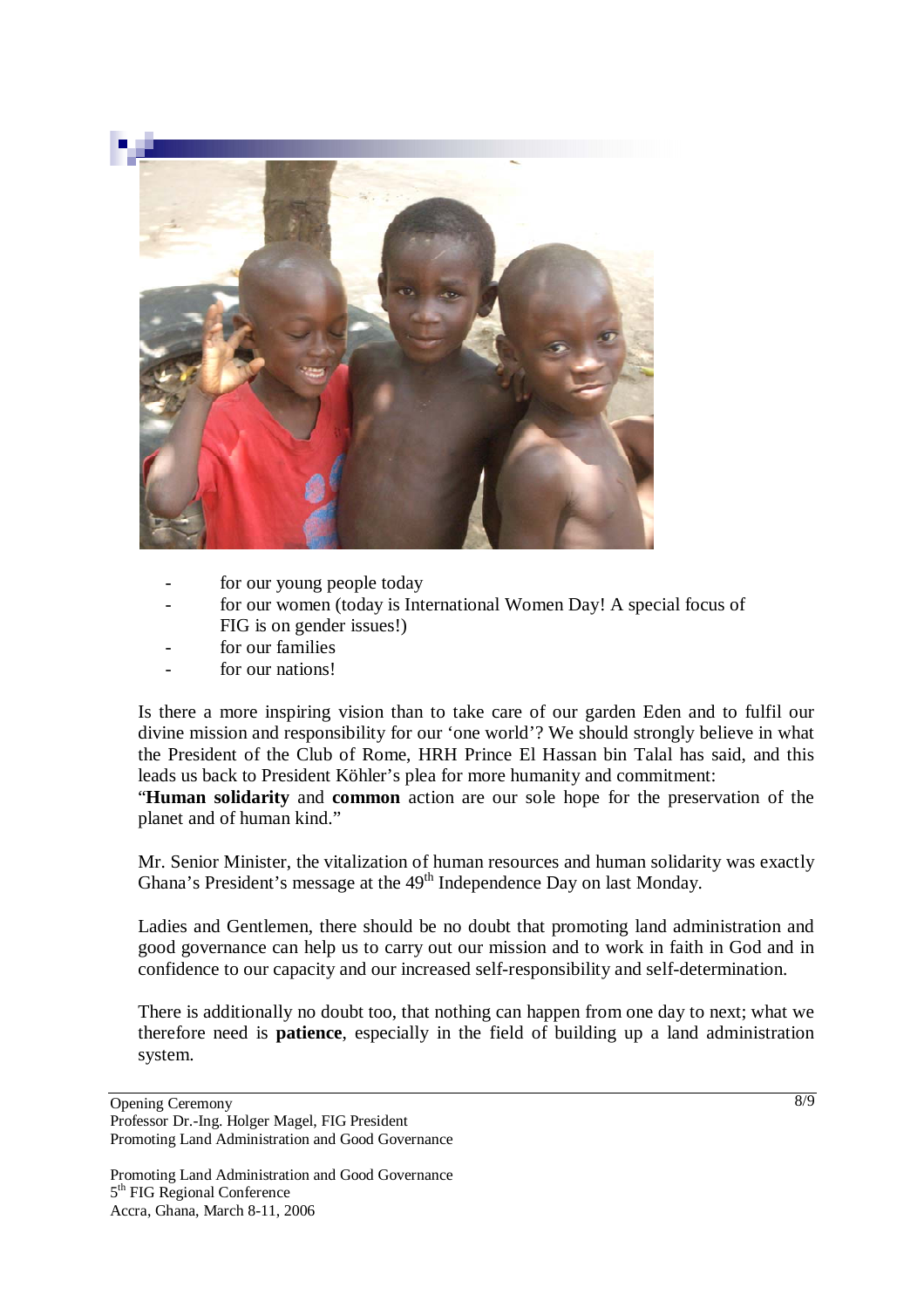- for our young people today
- for our women (today is International Women Day! A special focus of FIG is on gender issues!)
- for our families
- for our nations!

Is there a more inspiring vision than to take care of our garden Eden and to fulfil our divine mission and responsibility for our 'one world'? We should strongly believe in what the President of the Club of Rome, HRH Prince El Hassan bin Talal has said, and this leads us back to President Köhler's plea for more humanity and commitment:
"**Human solidarity** and **common** action are our sole hope for the preservation of the planet and of human kind."

Mr. Senior Minister, the vitalization of human resources and human solidarity was exactly Ghana's President's message at the 49th Independence Day on last Monday.

Ladies and Gentlemen, there should be no doubt that promoting land administration and good governance can help us to carry out our mission and to work in faith in God and in confidence to our capacity and our increased self-responsibility and self-determination.

There is additionally no doubt too, that nothing can happen from one day to next; what we therefore need is **patience**, especially in the field of building up a land administration system.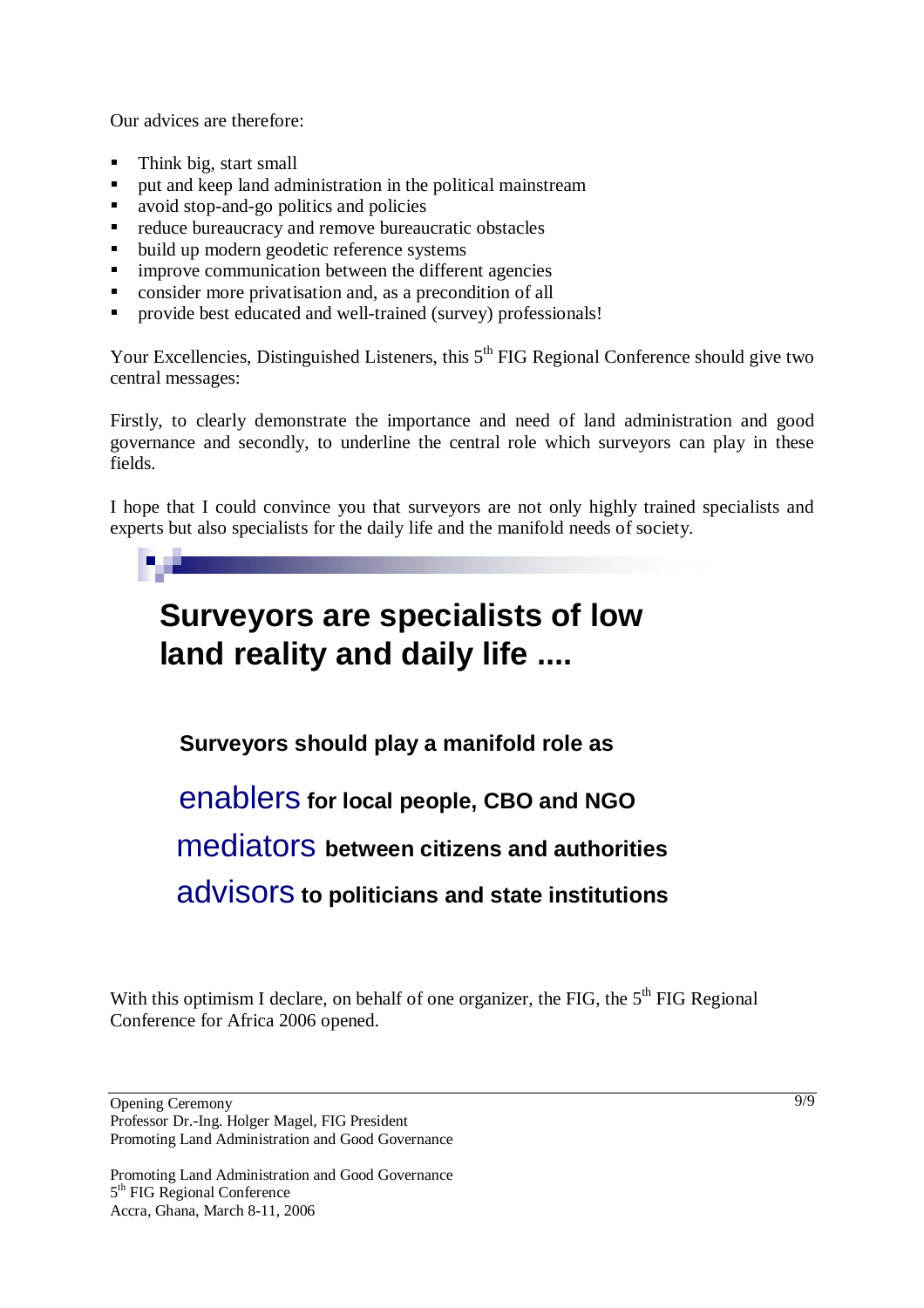Our advices are therefore:

- Think big, start small
- put and keep land administration in the political mainstream
- avoid stop-and-go politics and policies
- reduce bureaucracy and remove bureaucratic obstacles
- build up modern geodetic reference systems
- improve communication between the different agencies
- consider more privatisation and, as a precondition of all
- provide best educated and well-trained (survey) professionals!

Your Excellencies, Distinguished Listeners, this 5th FIG Regional Conference should give two central messages:

Firstly, to clearly demonstrate the importance and need of land administration and good governance and secondly, to underline the central role which surveyors can play in these fields.

I hope that I could convince you that surveyors are not only highly trained specialists and experts but also specialists for the daily life and the manifold needs of society.

## Surveyors are specialists of low land reality and daily life ....

**Surveyors should play a manifold role as**

enablers **for local people, CBO and NGO**

mediators **between citizens and authorities**

advisors **to politicians and state institutions**

With this optimism I declare, on behalf of one organizer, the FIG, the 5th FIG Regional Conference for Africa 2006 opened.